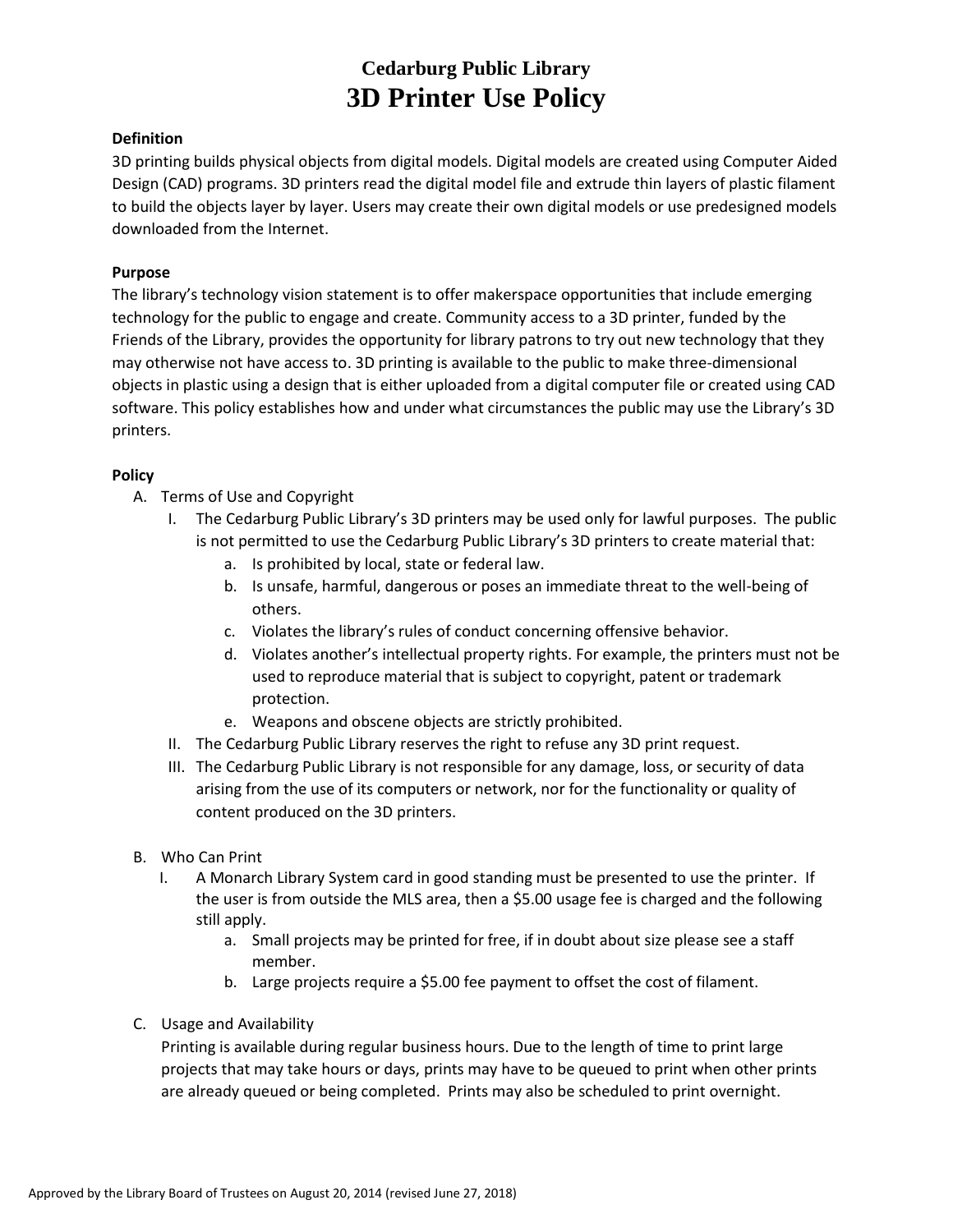# Cedarburg Public Library
# 3D Printer Use Policy

**Definition**

3D printing builds physical objects from digital models. Digital models are created using Computer Aided Design (CAD) programs. 3D printers read the digital model file and extrude thin layers of plastic filament to build the objects layer by layer. Users may create their own digital models or use predesigned models downloaded from the Internet.

**Purpose**

The library's technology vision statement is to offer makerspace opportunities that include emerging technology for the public to engage and create. Community access to a 3D printer, funded by the Friends of the Library, provides the opportunity for library patrons to try out new technology that they may otherwise not have access to. 3D printing is available to the public to make three-dimensional objects in plastic using a design that is either uploaded from a digital computer file or created using CAD software. This policy establishes how and under what circumstances the public may use the Library's 3D printers.

**Policy**

A. Terms of Use and Copyright
   I. The Cedarburg Public Library's 3D printers may be used only for lawful purposes. The public is not permitted to use the Cedarburg Public Library's 3D printers to create material that:
      a. Is prohibited by local, state or federal law.
      b. Is unsafe, harmful, dangerous or poses an immediate threat to the well-being of others.
      c. Violates the library's rules of conduct concerning offensive behavior.
      d. Violates another's intellectual property rights. For example, the printers must not be used to reproduce material that is subject to copyright, patent or trademark protection.
      e. Weapons and obscene objects are strictly prohibited.
   II. The Cedarburg Public Library reserves the right to refuse any 3D print request.
   III. The Cedarburg Public Library is not responsible for any damage, loss, or security of data arising from the use of its computers or network, nor for the functionality or quality of content produced on the 3D printers.

B. Who Can Print
   I. A Monarch Library System card in good standing must be presented to use the printer. If the user is from outside the MLS area, then a $5.00 usage fee is charged and the following still apply.
      a. Small projects may be printed for free, if in doubt about size please see a staff member.
      b. Large projects require a $5.00 fee payment to offset the cost of filament.

C. Usage and Availability

   Printing is available during regular business hours. Due to the length of time to print large projects that may take hours or days, prints may have to be queued to print when other prints are already queued or being completed. Prints may also be scheduled to print overnight.

Approved by the Library Board of Trustees on August 20, 2014 (revised June 27, 2018)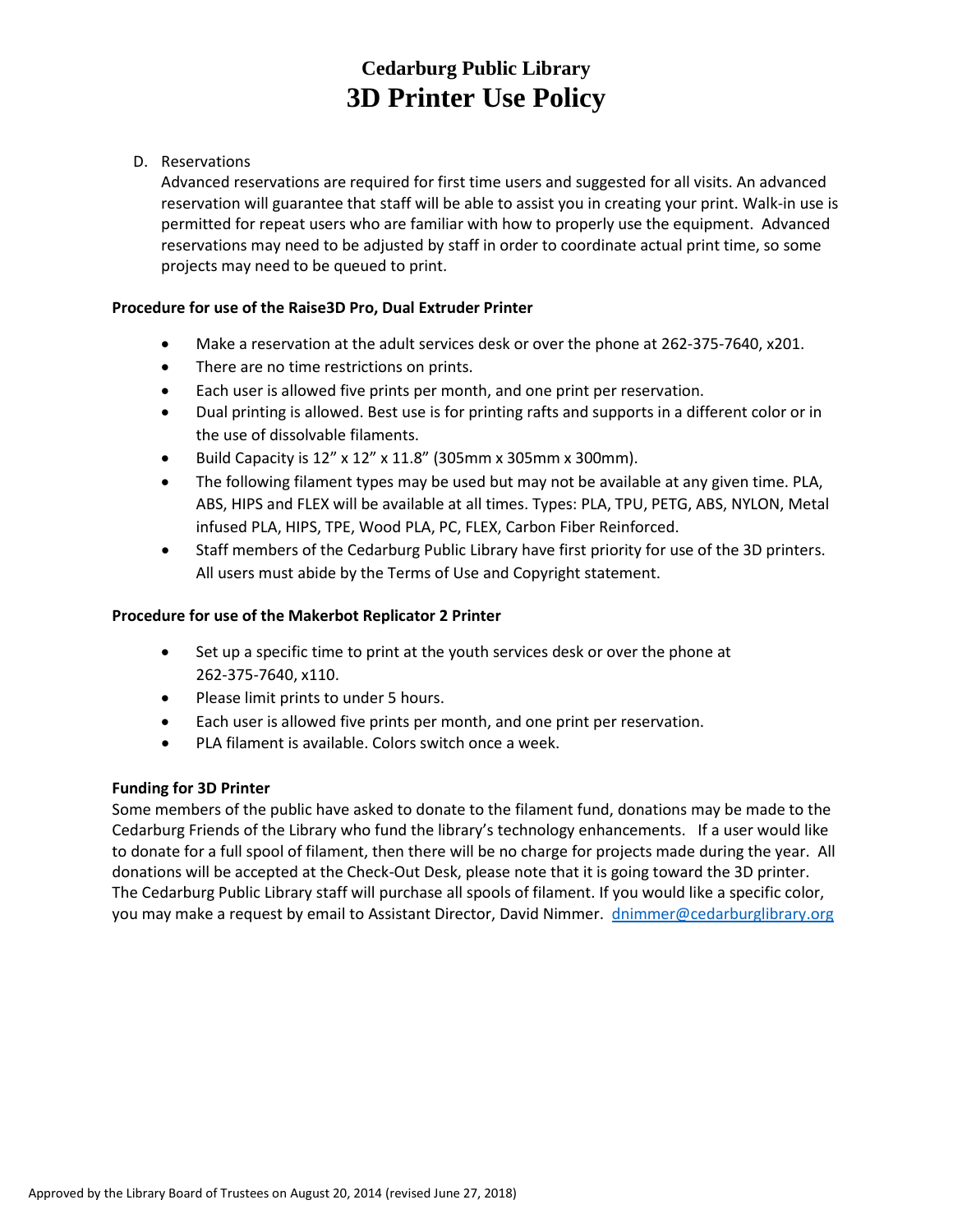# Cedarburg Public Library
# 3D Printer Use Policy

D. Reservations
Advanced reservations are required for first time users and suggested for all visits. An advanced reservation will guarantee that staff will be able to assist you in creating your print. Walk-in use is permitted for repeat users who are familiar with how to properly use the equipment. Advanced reservations may need to be adjusted by staff in order to coordinate actual print time, so some projects may need to be queued to print.

**Procedure for use of the Raise3D Pro, Dual Extruder Printer**

- Make a reservation at the adult services desk or over the phone at 262-375-7640, x201.
- There are no time restrictions on prints.
- Each user is allowed five prints per month, and one print per reservation.
- Dual printing is allowed. Best use is for printing rafts and supports in a different color or in the use of dissolvable filaments.
- Build Capacity is 12" x 12" x 11.8" (305mm x 305mm x 300mm).
- The following filament types may be used but may not be available at any given time. PLA, ABS, HIPS and FLEX will be available at all times. Types: PLA, TPU, PETG, ABS, NYLON, Metal infused PLA, HIPS, TPE, Wood PLA, PC, FLEX, Carbon Fiber Reinforced.
- Staff members of the Cedarburg Public Library have first priority for use of the 3D printers. All users must abide by the Terms of Use and Copyright statement.

**Procedure for use of the Makerbot Replicator 2 Printer**

- Set up a specific time to print at the youth services desk or over the phone at 262-375-7640, x110.
- Please limit prints to under 5 hours.
- Each user is allowed five prints per month, and one print per reservation.
- PLA filament is available. Colors switch once a week.

**Funding for 3D Printer**
Some members of the public have asked to donate to the filament fund, donations may be made to the Cedarburg Friends of the Library who fund the library's technology enhancements. If a user would like to donate for a full spool of filament, then there will be no charge for projects made during the year. All donations will be accepted at the Check-Out Desk, please note that it is going toward the 3D printer. The Cedarburg Public Library staff will purchase all spools of filament. If you would like a specific color, you may make a request by email to Assistant Director, David Nimmer. dnimmer@cedarburglibrary.org

Approved by the Library Board of Trustees on August 20, 2014 (revised June 27, 2018)